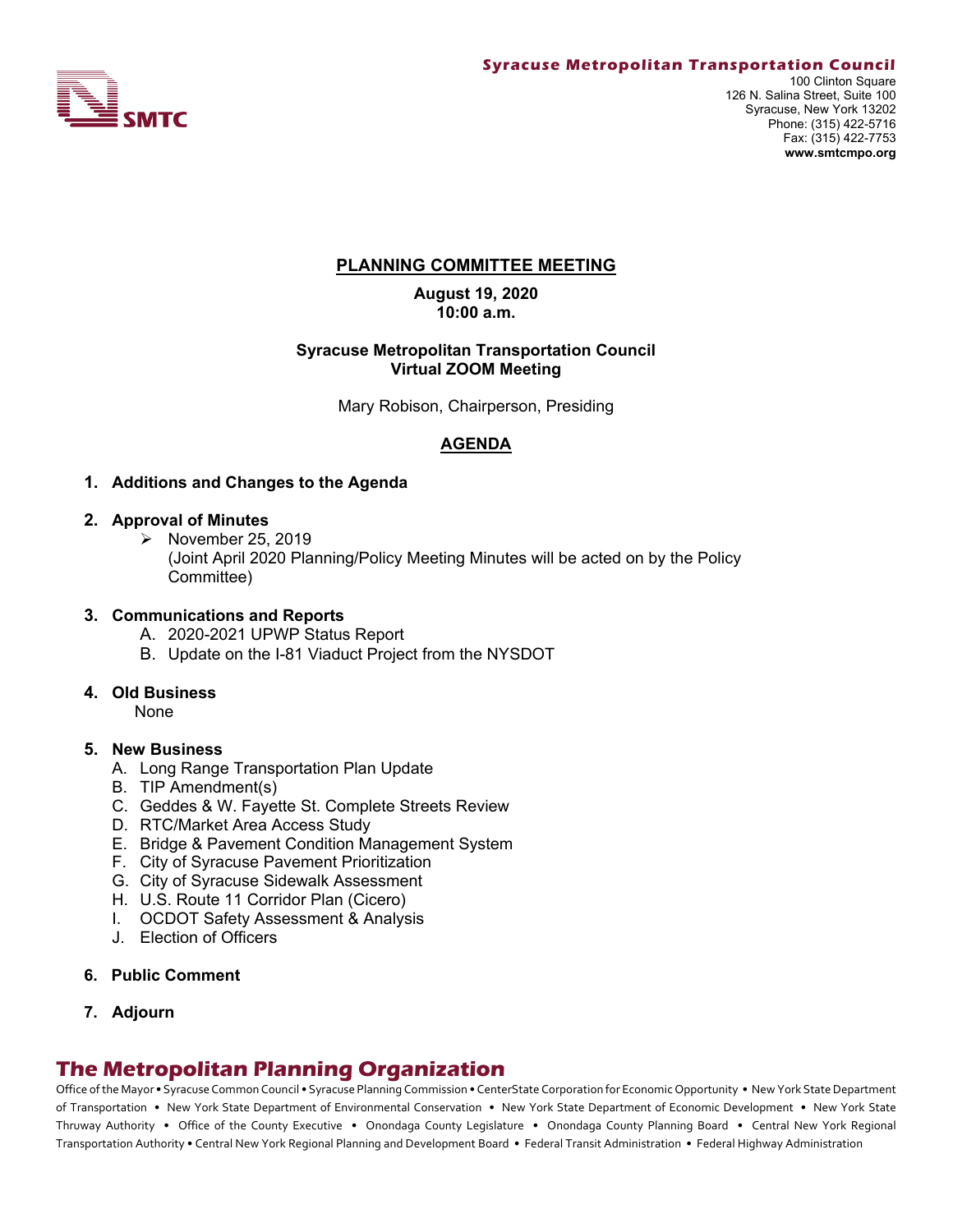SMTC

**Syracuse Metropolitan Transportation Council**
100 Clinton Square
126 N. Salina Street, Suite 100
Syracuse, New York 13202
Phone: (315) 422-5716
Fax: (315) 422-7753
**www.smtcmpo.org**

## PLANNING COMMITTEE MEETING

**August 19, 2020**
**10:00 a.m.**

**Syracuse Metropolitan Transportation Council**
**Virtual ZOOM Meeting**

Mary Robison, Chairperson, Presiding

## AGENDA

1. **Additions and Changes to the Agenda**

2. **Approval of Minutes**
   - November 25, 2019
     (Joint April 2020 Planning/Policy Meeting Minutes will be acted on by the Policy Committee)

3. **Communications and Reports**
   A. 2020-2021 UPWP Status Report
   B. Update on the I-81 Viaduct Project from the NYSDOT

4. **Old Business**
   None

5. **New Business**
   A. Long Range Transportation Plan Update
   B. TIP Amendment(s)
   C. Geddes & W. Fayette St. Complete Streets Review
   D. RTC/Market Area Access Study
   E. Bridge & Pavement Condition Management System
   F. City of Syracuse Pavement Prioritization
   G. City of Syracuse Sidewalk Assessment
   H. U.S. Route 11 Corridor Plan (Cicero)
   I. OCDOT Safety Assessment & Analysis
   J. Election of Officers

6. **Public Comment**

7. **Adjourn**

## The Metropolitan Planning Organization

Office of the Mayor • Syracuse Common Council • Syracuse Planning Commission • CenterState Corporation for Economic Opportunity • New York State Department of Transportation • New York State Department of Environmental Conservation • New York State Department of Economic Development • New York State Thruway Authority • Office of the County Executive • Onondaga County Legislature • Onondaga County Planning Board • Central New York Regional Transportation Authority • Central New York Regional Planning and Development Board • Federal Transit Administration • Federal Highway Administration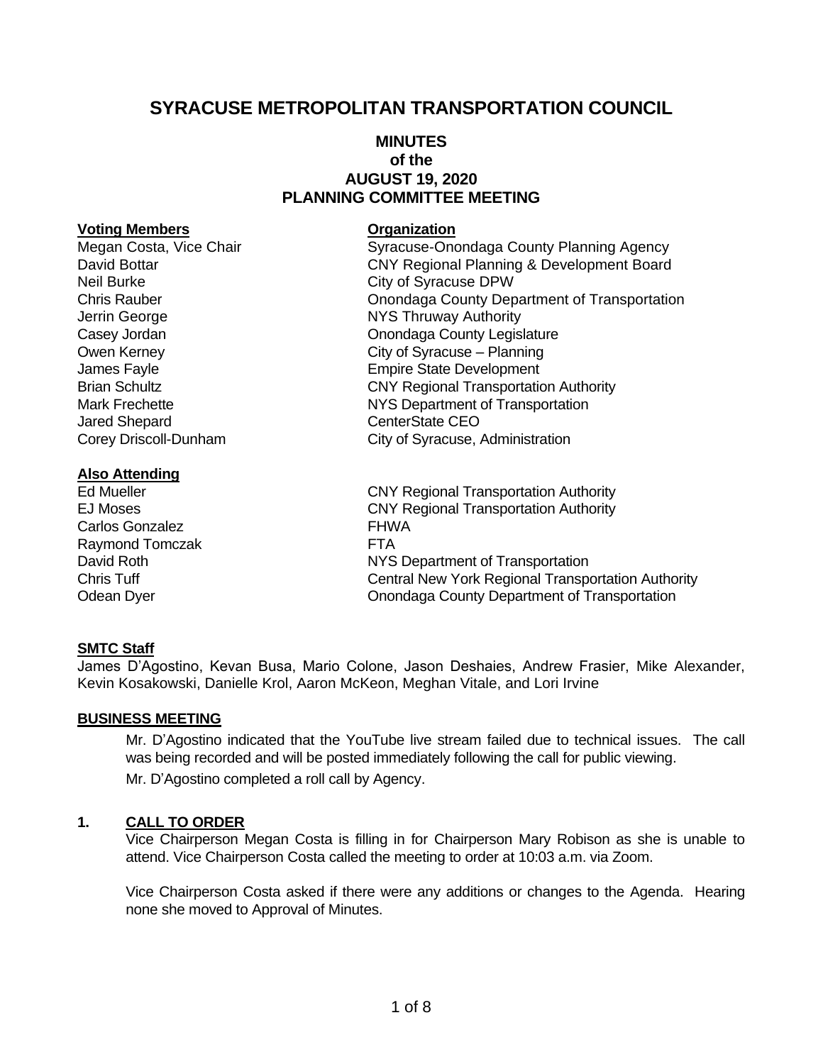# SYRACUSE METROPOLITAN TRANSPORTATION COUNCIL

## MINUTES of the AUGUST 19, 2020 PLANNING COMMITTEE MEETING

| **Voting Members** | **Organization** |
| --- | --- |
| Megan Costa, Vice Chair | Syracuse-Onondaga County Planning Agency |
| David Bottar | CNY Regional Planning & Development Board |
| Neil Burke | City of Syracuse DPW |
| Chris Rauber | Onondaga County Department of Transportation |
| Jerrin George | NYS Thruway Authority |
| Casey Jordan | Onondaga County Legislature |
| Owen Kerney | City of Syracuse – Planning |
| James Fayle | Empire State Development |
| Brian Schultz | CNY Regional Transportation Authority |
| Mark Frechette | NYS Department of Transportation |
| Jared Shepard | CenterState CEO |
| Corey Driscoll-Dunham | City of Syracuse, Administration |

| **Also Attending** | |
| --- | --- |
| Ed Mueller | CNY Regional Transportation Authority |
| EJ Moses | CNY Regional Transportation Authority |
| Carlos Gonzalez | FHWA |
| Raymond Tomczak | FTA |
| David Roth | NYS Department of Transportation |
| Chris Tuff | Central New York Regional Transportation Authority |
| Odean Dyer | Onondaga County Department of Transportation |

### SMTC Staff

James D'Agostino, Kevan Busa, Mario Colone, Jason Deshaies, Andrew Frasier, Mike Alexander, Kevin Kosakowski, Danielle Krol, Aaron McKeon, Meghan Vitale, and Lori Irvine

### BUSINESS MEETING

Mr. D'Agostino indicated that the YouTube live stream failed due to technical issues. The call was being recorded and will be posted immediately following the call for public viewing.

Mr. D'Agostino completed a roll call by Agency.

### 1. CALL TO ORDER

Vice Chairperson Megan Costa is filling in for Chairperson Mary Robison as she is unable to attend. Vice Chairperson Costa called the meeting to order at 10:03 a.m. via Zoom.

Vice Chairperson Costa asked if there were any additions or changes to the Agenda. Hearing none she moved to Approval of Minutes.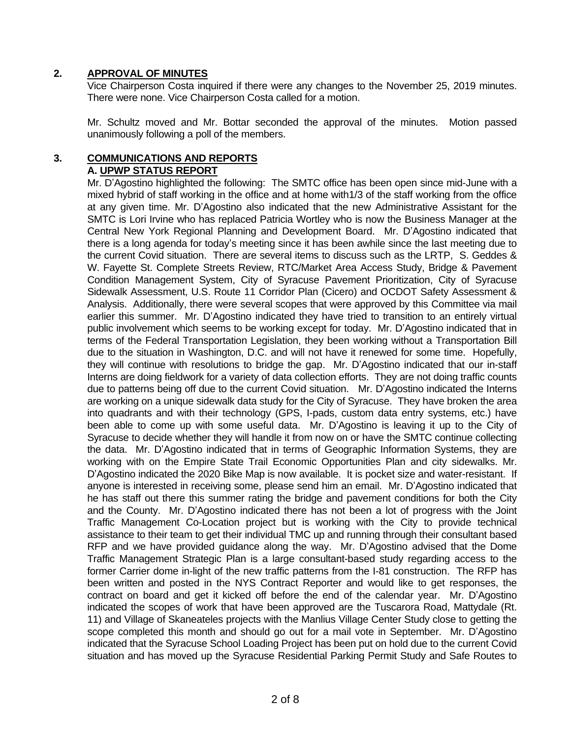## 2. APPROVAL OF MINUTES

Vice Chairperson Costa inquired if there were any changes to the November 25, 2019 minutes. There were none. Vice Chairperson Costa called for a motion.

Mr. Schultz moved and Mr. Bottar seconded the approval of the minutes. Motion passed unanimously following a poll of the members.

## 3. COMMUNICATIONS AND REPORTS

### A. UPWP STATUS REPORT

Mr. D'Agostino highlighted the following: The SMTC office has been open since mid-June with a mixed hybrid of staff working in the office and at home with1/3 of the staff working from the office at any given time. Mr. D'Agostino also indicated that the new Administrative Assistant for the SMTC is Lori Irvine who has replaced Patricia Wortley who is now the Business Manager at the Central New York Regional Planning and Development Board. Mr. D'Agostino indicated that there is a long agenda for today's meeting since it has been awhile since the last meeting due to the current Covid situation. There are several items to discuss such as the LRTP, S. Geddes & W. Fayette St. Complete Streets Review, RTC/Market Area Access Study, Bridge & Pavement Condition Management System, City of Syracuse Pavement Prioritization, City of Syracuse Sidewalk Assessment, U.S. Route 11 Corridor Plan (Cicero) and OCDOT Safety Assessment & Analysis. Additionally, there were several scopes that were approved by this Committee via mail earlier this summer. Mr. D'Agostino indicated they have tried to transition to an entirely virtual public involvement which seems to be working except for today. Mr. D'Agostino indicated that in terms of the Federal Transportation Legislation, they been working without a Transportation Bill due to the situation in Washington, D.C. and will not have it renewed for some time. Hopefully, they will continue with resolutions to bridge the gap. Mr. D'Agostino indicated that our in-staff Interns are doing fieldwork for a variety of data collection efforts. They are not doing traffic counts due to patterns being off due to the current Covid situation. Mr. D'Agostino indicated the Interns are working on a unique sidewalk data study for the City of Syracuse. They have broken the area into quadrants and with their technology (GPS, I-pads, custom data entry systems, etc.) have been able to come up with some useful data. Mr. D'Agostino is leaving it up to the City of Syracuse to decide whether they will handle it from now on or have the SMTC continue collecting the data. Mr. D'Agostino indicated that in terms of Geographic Information Systems, they are working with on the Empire State Trail Economic Opportunities Plan and city sidewalks. Mr. D'Agostino indicated the 2020 Bike Map is now available. It is pocket size and water-resistant. If anyone is interested in receiving some, please send him an email. Mr. D'Agostino indicated that he has staff out there this summer rating the bridge and pavement conditions for both the City and the County. Mr. D'Agostino indicated there has not been a lot of progress with the Joint Traffic Management Co-Location project but is working with the City to provide technical assistance to their team to get their individual TMC up and running through their consultant based RFP and we have provided guidance along the way. Mr. D'Agostino advised that the Dome Traffic Management Strategic Plan is a large consultant-based study regarding access to the former Carrier dome in-light of the new traffic patterns from the I-81 construction. The RFP has been written and posted in the NYS Contract Reporter and would like to get responses, the contract on board and get it kicked off before the end of the calendar year. Mr. D'Agostino indicated the scopes of work that have been approved are the Tuscarora Road, Mattydale (Rt. 11) and Village of Skaneateles projects with the Manlius Village Center Study close to getting the scope completed this month and should go out for a mail vote in September. Mr. D'Agostino indicated that the Syracuse School Loading Project has been put on hold due to the current Covid situation and has moved up the Syracuse Residential Parking Permit Study and Safe Routes to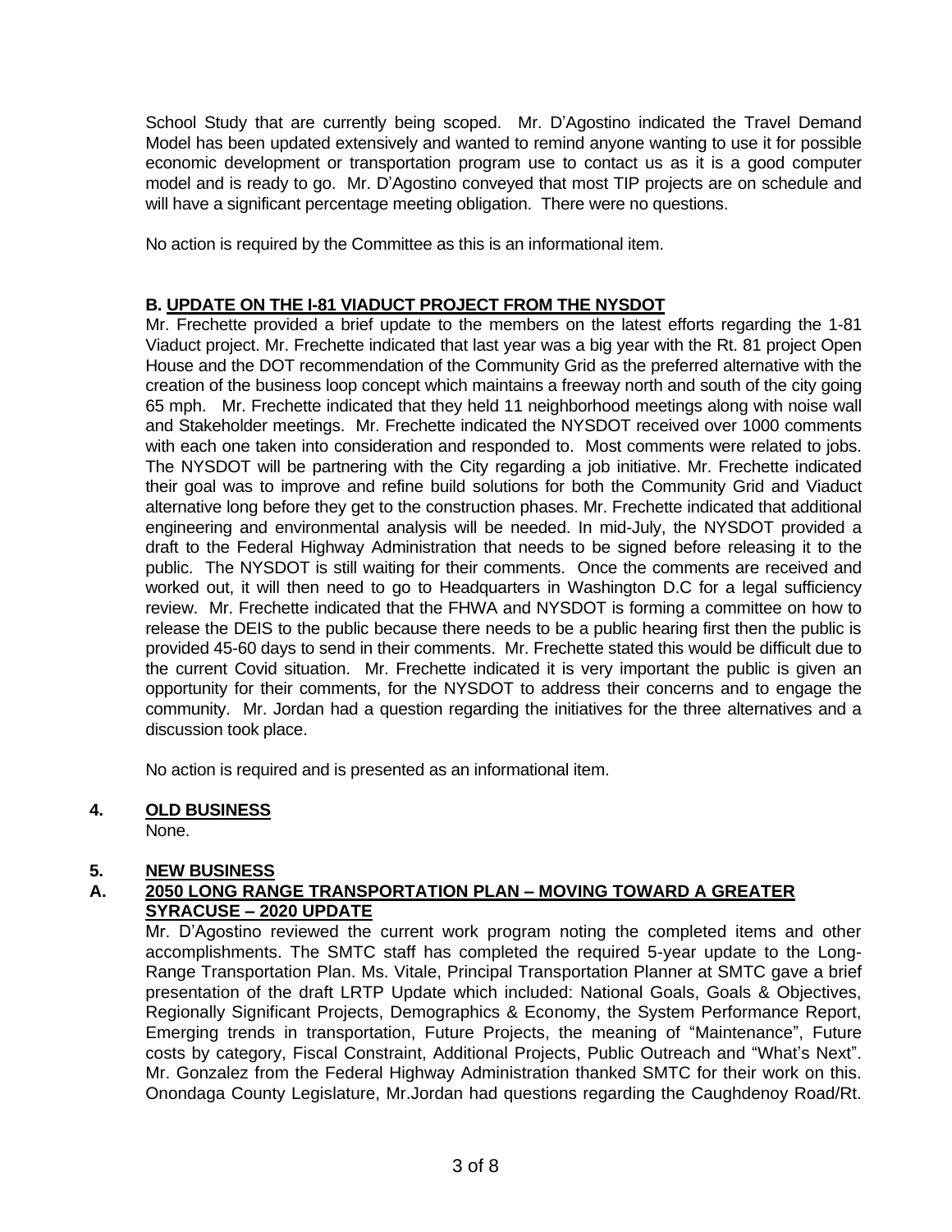School Study that are currently being scoped. Mr. D'Agostino indicated the Travel Demand Model has been updated extensively and wanted to remind anyone wanting to use it for possible economic development or transportation program use to contact us as it is a good computer model and is ready to go. Mr. D'Agostino conveyed that most TIP projects are on schedule and will have a significant percentage meeting obligation. There were no questions.

No action is required by the Committee as this is an informational item.

**B. UPDATE ON THE I-81 VIADUCT PROJECT FROM THE NYSDOT**

Mr. Frechette provided a brief update to the members on the latest efforts regarding the 1-81 Viaduct project. Mr. Frechette indicated that last year was a big year with the Rt. 81 project Open House and the DOT recommendation of the Community Grid as the preferred alternative with the creation of the business loop concept which maintains a freeway north and south of the city going 65 mph. Mr. Frechette indicated that they held 11 neighborhood meetings along with noise wall and Stakeholder meetings. Mr. Frechette indicated the NYSDOT received over 1000 comments with each one taken into consideration and responded to. Most comments were related to jobs. The NYSDOT will be partnering with the City regarding a job initiative. Mr. Frechette indicated their goal was to improve and refine build solutions for both the Community Grid and Viaduct alternative long before they get to the construction phases. Mr. Frechette indicated that additional engineering and environmental analysis will be needed. In mid-July, the NYSDOT provided a draft to the Federal Highway Administration that needs to be signed before releasing it to the public. The NYSDOT is still waiting for their comments. Once the comments are received and worked out, it will then need to go to Headquarters in Washington D.C for a legal sufficiency review. Mr. Frechette indicated that the FHWA and NYSDOT is forming a committee on how to release the DEIS to the public because there needs to be a public hearing first then the public is provided 45-60 days to send in their comments. Mr. Frechette stated this would be difficult due to the current Covid situation. Mr. Frechette indicated it is very important the public is given an opportunity for their comments, for the NYSDOT to address their concerns and to engage the community. Mr. Jordan had a question regarding the initiatives for the three alternatives and a discussion took place.

No action is required and is presented as an informational item.

## 4. OLD BUSINESS

None.

## 5. NEW BUSINESS

### A. 2050 LONG RANGE TRANSPORTATION PLAN – MOVING TOWARD A GREATER SYRACUSE – 2020 UPDATE

Mr. D'Agostino reviewed the current work program noting the completed items and other accomplishments. The SMTC staff has completed the required 5-year update to the Long-Range Transportation Plan. Ms. Vitale, Principal Transportation Planner at SMTC gave a brief presentation of the draft LRTP Update which included: National Goals, Goals & Objectives, Regionally Significant Projects, Demographics & Economy, the System Performance Report, Emerging trends in transportation, Future Projects, the meaning of "Maintenance", Future costs by category, Fiscal Constraint, Additional Projects, Public Outreach and "What's Next". Mr. Gonzalez from the Federal Highway Administration thanked SMTC for their work on this. Onondaga County Legislature, Mr.Jordan had questions regarding the Caughdenoy Road/Rt.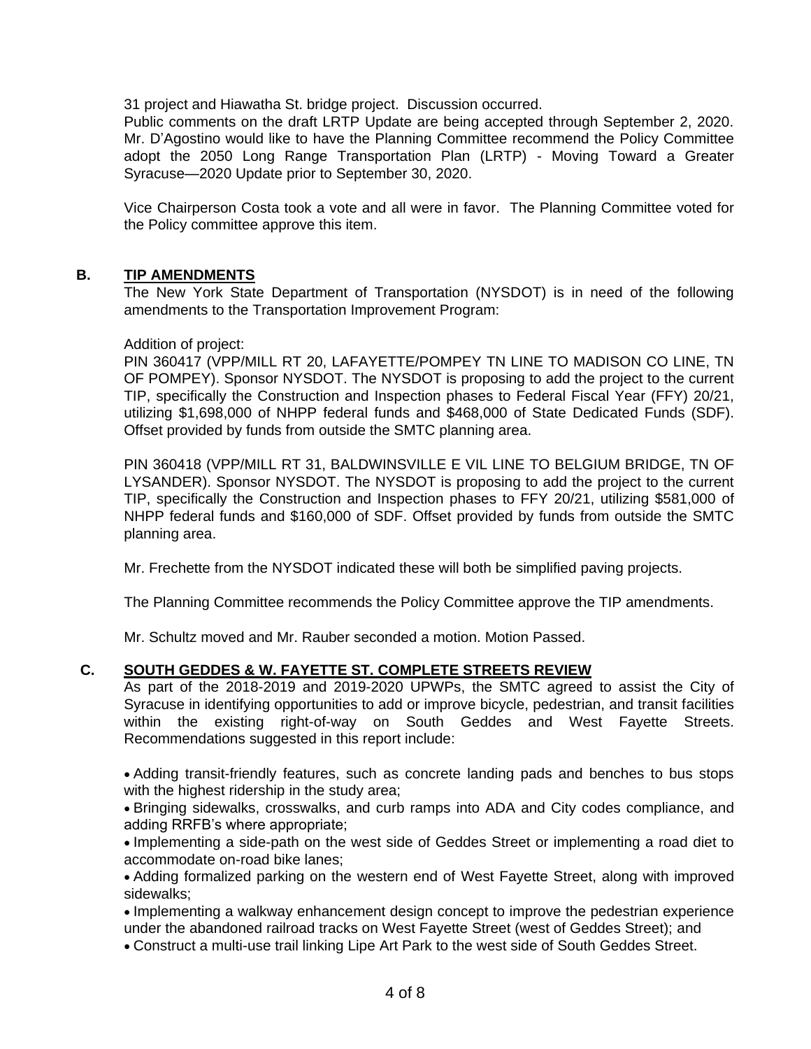31 project and Hiawatha St. bridge project. Discussion occurred.
Public comments on the draft LRTP Update are being accepted through September 2, 2020. Mr. D'Agostino would like to have the Planning Committee recommend the Policy Committee adopt the 2050 Long Range Transportation Plan (LRTP) - Moving Toward a Greater Syracuse—2020 Update prior to September 30, 2020.

Vice Chairperson Costa took a vote and all were in favor. The Planning Committee voted for the Policy committee approve this item.

**B. TIP AMENDMENTS**

The New York State Department of Transportation (NYSDOT) is in need of the following amendments to the Transportation Improvement Program:

Addition of project:
PIN 360417 (VPP/MILL RT 20, LAFAYETTE/POMPEY TN LINE TO MADISON CO LINE, TN OF POMPEY). Sponsor NYSDOT. The NYSDOT is proposing to add the project to the current TIP, specifically the Construction and Inspection phases to Federal Fiscal Year (FFY) 20/21, utilizing $1,698,000 of NHPP federal funds and $468,000 of State Dedicated Funds (SDF). Offset provided by funds from outside the SMTC planning area.

PIN 360418 (VPP/MILL RT 31, BALDWINSVILLE E VIL LINE TO BELGIUM BRIDGE, TN OF LYSANDER). Sponsor NYSDOT. The NYSDOT is proposing to add the project to the current TIP, specifically the Construction and Inspection phases to FFY 20/21, utilizing $581,000 of NHPP federal funds and $160,000 of SDF. Offset provided by funds from outside the SMTC planning area.

Mr. Frechette from the NYSDOT indicated these will both be simplified paving projects.

The Planning Committee recommends the Policy Committee approve the TIP amendments.

Mr. Schultz moved and Mr. Rauber seconded a motion. Motion Passed.

**C. SOUTH GEDDES & W. FAYETTE ST. COMPLETE STREETS REVIEW**

As part of the 2018-2019 and 2019-2020 UPWPs, the SMTC agreed to assist the City of Syracuse in identifying opportunities to add or improve bicycle, pedestrian, and transit facilities within the existing right-of-way on South Geddes and West Fayette Streets. Recommendations suggested in this report include:

- Adding transit-friendly features, such as concrete landing pads and benches to bus stops with the highest ridership in the study area;
- Bringing sidewalks, crosswalks, and curb ramps into ADA and City codes compliance, and adding RRFB's where appropriate;
- Implementing a side-path on the west side of Geddes Street or implementing a road diet to accommodate on-road bike lanes;
- Adding formalized parking on the western end of West Fayette Street, along with improved sidewalks;
- Implementing a walkway enhancement design concept to improve the pedestrian experience under the abandoned railroad tracks on West Fayette Street (west of Geddes Street); and
- Construct a multi-use trail linking Lipe Art Park to the west side of South Geddes Street.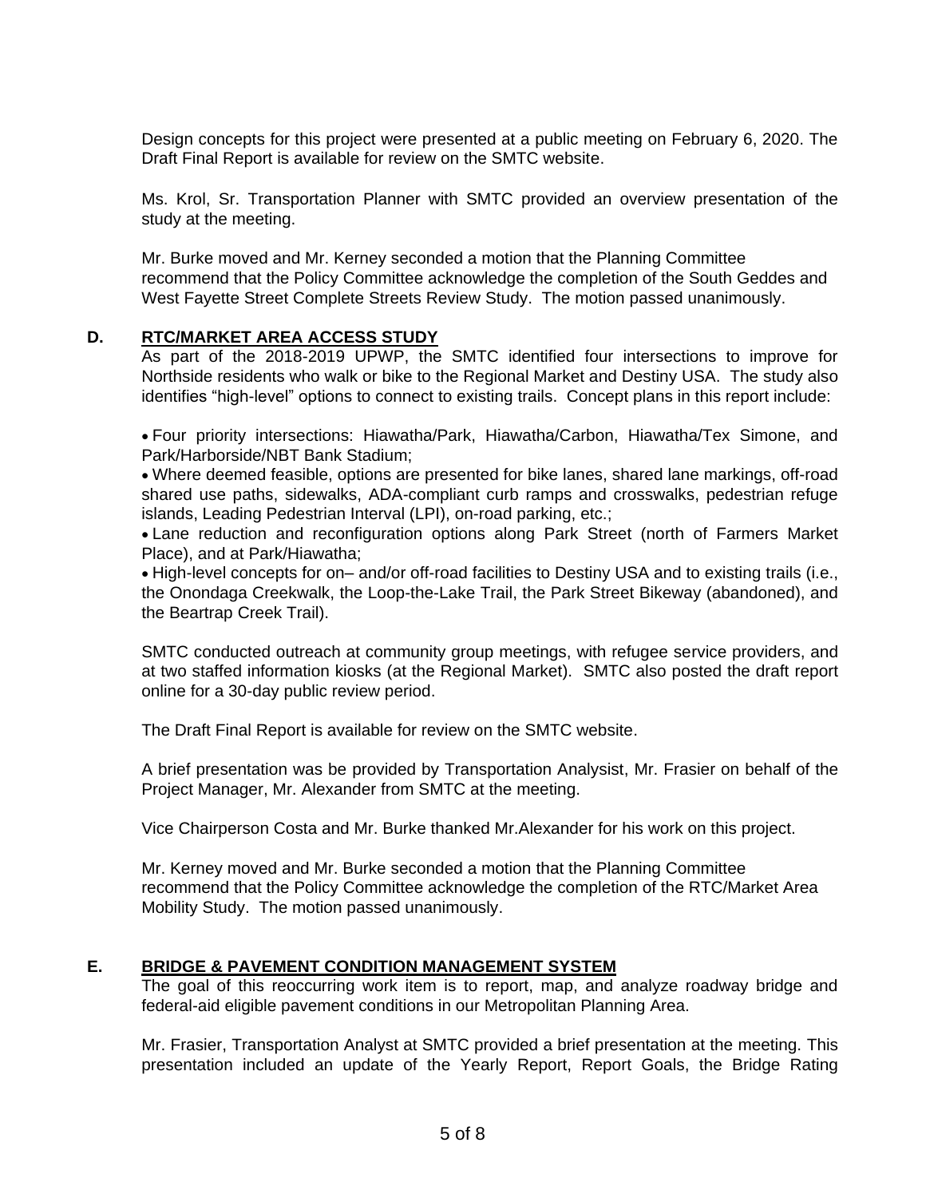Design concepts for this project were presented at a public meeting on February 6, 2020. The Draft Final Report is available for review on the SMTC website.

Ms. Krol, Sr. Transportation Planner with SMTC provided an overview presentation of the study at the meeting.

Mr. Burke moved and Mr. Kerney seconded a motion that the Planning Committee recommend that the Policy Committee acknowledge the completion of the South Geddes and West Fayette Street Complete Streets Review Study. The motion passed unanimously.

## D. RTC/MARKET AREA ACCESS STUDY

As part of the 2018-2019 UPWP, the SMTC identified four intersections to improve for Northside residents who walk or bike to the Regional Market and Destiny USA. The study also identifies "high-level" options to connect to existing trails. Concept plans in this report include:

- Four priority intersections: Hiawatha/Park, Hiawatha/Carbon, Hiawatha/Tex Simone, and Park/Harborside/NBT Bank Stadium;
- Where deemed feasible, options are presented for bike lanes, shared lane markings, off-road shared use paths, sidewalks, ADA-compliant curb ramps and crosswalks, pedestrian refuge islands, Leading Pedestrian Interval (LPI), on-road parking, etc.;
- Lane reduction and reconfiguration options along Park Street (north of Farmers Market Place), and at Park/Hiawatha;
- High-level concepts for on– and/or off-road facilities to Destiny USA and to existing trails (i.e., the Onondaga Creekwalk, the Loop-the-Lake Trail, the Park Street Bikeway (abandoned), and the Beartrap Creek Trail).

SMTC conducted outreach at community group meetings, with refugee service providers, and at two staffed information kiosks (at the Regional Market). SMTC also posted the draft report online for a 30-day public review period.

The Draft Final Report is available for review on the SMTC website.

A brief presentation was be provided by Transportation Analysist, Mr. Frasier on behalf of the Project Manager, Mr. Alexander from SMTC at the meeting.

Vice Chairperson Costa and Mr. Burke thanked Mr.Alexander for his work on this project.

Mr. Kerney moved and Mr. Burke seconded a motion that the Planning Committee recommend that the Policy Committee acknowledge the completion of the RTC/Market Area Mobility Study. The motion passed unanimously.

## E. BRIDGE & PAVEMENT CONDITION MANAGEMENT SYSTEM

The goal of this reoccurring work item is to report, map, and analyze roadway bridge and federal-aid eligible pavement conditions in our Metropolitan Planning Area.

Mr. Frasier, Transportation Analyst at SMTC provided a brief presentation at the meeting. This presentation included an update of the Yearly Report, Report Goals, the Bridge Rating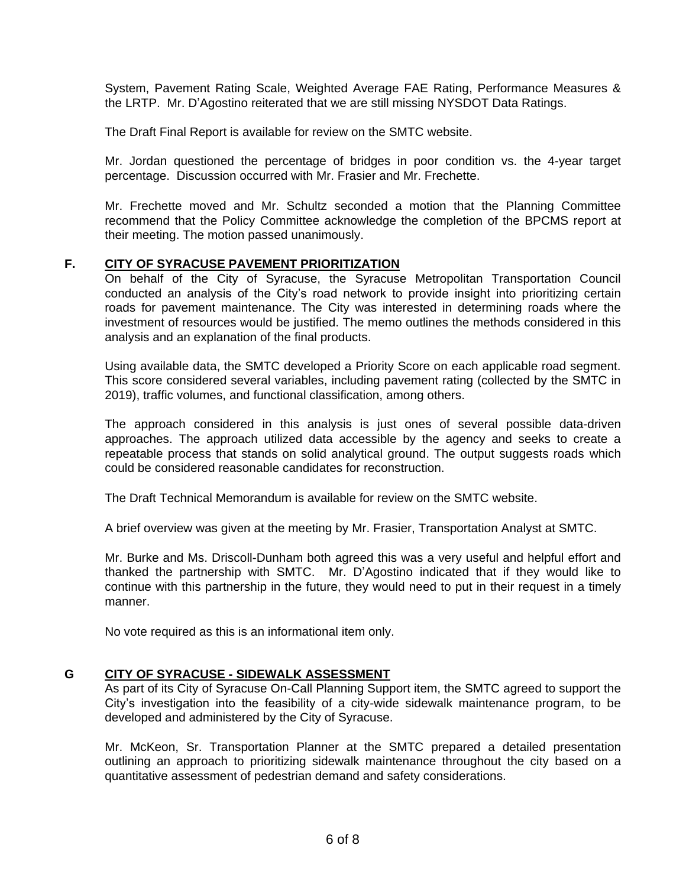System, Pavement Rating Scale, Weighted Average FAE Rating, Performance Measures & the LRTP. Mr. D'Agostino reiterated that we are still missing NYSDOT Data Ratings.

The Draft Final Report is available for review on the SMTC website.

Mr. Jordan questioned the percentage of bridges in poor condition vs. the 4-year target percentage. Discussion occurred with Mr. Frasier and Mr. Frechette.

Mr. Frechette moved and Mr. Schultz seconded a motion that the Planning Committee recommend that the Policy Committee acknowledge the completion of the BPCMS report at their meeting. The motion passed unanimously.

## F. CITY OF SYRACUSE PAVEMENT PRIORITIZATION

On behalf of the City of Syracuse, the Syracuse Metropolitan Transportation Council conducted an analysis of the City's road network to provide insight into prioritizing certain roads for pavement maintenance. The City was interested in determining roads where the investment of resources would be justified. The memo outlines the methods considered in this analysis and an explanation of the final products.

Using available data, the SMTC developed a Priority Score on each applicable road segment. This score considered several variables, including pavement rating (collected by the SMTC in 2019), traffic volumes, and functional classification, among others.

The approach considered in this analysis is just ones of several possible data-driven approaches. The approach utilized data accessible by the agency and seeks to create a repeatable process that stands on solid analytical ground. The output suggests roads which could be considered reasonable candidates for reconstruction.

The Draft Technical Memorandum is available for review on the SMTC website.

A brief overview was given at the meeting by Mr. Frasier, Transportation Analyst at SMTC.

Mr. Burke and Ms. Driscoll-Dunham both agreed this was a very useful and helpful effort and thanked the partnership with SMTC. Mr. D'Agostino indicated that if they would like to continue with this partnership in the future, they would need to put in their request in a timely manner.

No vote required as this is an informational item only.

## G CITY OF SYRACUSE - SIDEWALK ASSESSMENT

As part of its City of Syracuse On-Call Planning Support item, the SMTC agreed to support the City's investigation into the feasibility of a city-wide sidewalk maintenance program, to be developed and administered by the City of Syracuse.

Mr. McKeon, Sr. Transportation Planner at the SMTC prepared a detailed presentation outlining an approach to prioritizing sidewalk maintenance throughout the city based on a quantitative assessment of pedestrian demand and safety considerations.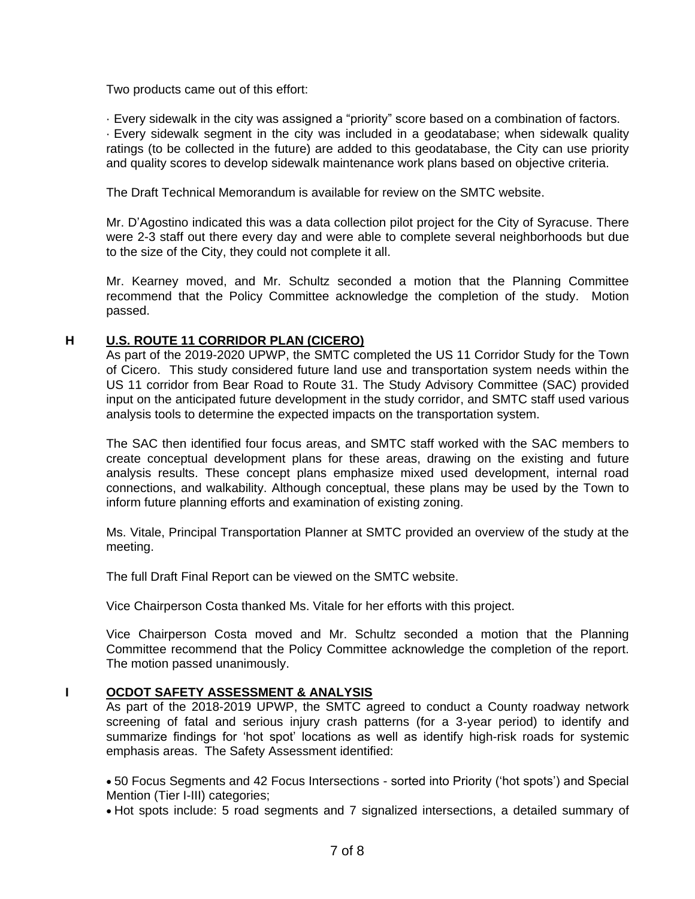Two products came out of this effort:

· Every sidewalk in the city was assigned a "priority" score based on a combination of factors.
· Every sidewalk segment in the city was included in a geodatabase; when sidewalk quality ratings (to be collected in the future) are added to this geodatabase, the City can use priority and quality scores to develop sidewalk maintenance work plans based on objective criteria.

The Draft Technical Memorandum is available for review on the SMTC website.

Mr. D'Agostino indicated this was a data collection pilot project for the City of Syracuse. There were 2-3 staff out there every day and were able to complete several neighborhoods but due to the size of the City, they could not complete it all.

Mr. Kearney moved, and Mr. Schultz seconded a motion that the Planning Committee recommend that the Policy Committee acknowledge the completion of the study. Motion passed.

## H U.S. ROUTE 11 CORRIDOR PLAN (CICERO)

As part of the 2019-2020 UPWP, the SMTC completed the US 11 Corridor Study for the Town of Cicero. This study considered future land use and transportation system needs within the US 11 corridor from Bear Road to Route 31. The Study Advisory Committee (SAC) provided input on the anticipated future development in the study corridor, and SMTC staff used various analysis tools to determine the expected impacts on the transportation system.

The SAC then identified four focus areas, and SMTC staff worked with the SAC members to create conceptual development plans for these areas, drawing on the existing and future analysis results. These concept plans emphasize mixed used development, internal road connections, and walkability. Although conceptual, these plans may be used by the Town to inform future planning efforts and examination of existing zoning.

Ms. Vitale, Principal Transportation Planner at SMTC provided an overview of the study at the meeting.

The full Draft Final Report can be viewed on the SMTC website.

Vice Chairperson Costa thanked Ms. Vitale for her efforts with this project.

Vice Chairperson Costa moved and Mr. Schultz seconded a motion that the Planning Committee recommend that the Policy Committee acknowledge the completion of the report. The motion passed unanimously.

## I OCDOT SAFETY ASSESSMENT & ANALYSIS

As part of the 2018-2019 UPWP, the SMTC agreed to conduct a County roadway network screening of fatal and serious injury crash patterns (for a 3-year period) to identify and summarize findings for 'hot spot' locations as well as identify high-risk roads for systemic emphasis areas. The Safety Assessment identified:

- 50 Focus Segments and 42 Focus Intersections - sorted into Priority ('hot spots') and Special Mention (Tier I-III) categories;
- Hot spots include: 5 road segments and 7 signalized intersections, a detailed summary of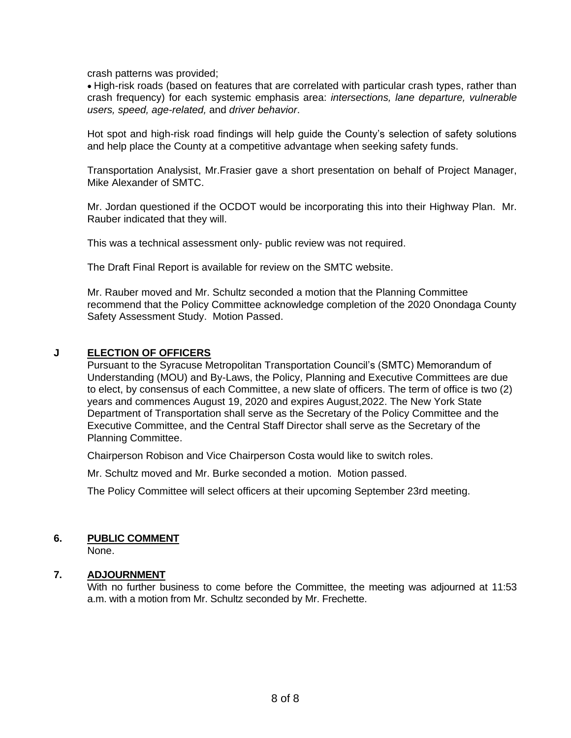crash patterns was provided;

- High-risk roads (based on features that are correlated with particular crash types, rather than crash frequency) for each systemic emphasis area: *intersections, lane departure, vulnerable users, speed, age-related,* and *driver behavior*.

Hot spot and high-risk road findings will help guide the County's selection of safety solutions and help place the County at a competitive advantage when seeking safety funds.

Transportation Analysist, Mr.Frasier gave a short presentation on behalf of Project Manager, Mike Alexander of SMTC.

Mr. Jordan questioned if the OCDOT would be incorporating this into their Highway Plan. Mr. Rauber indicated that they will.

This was a technical assessment only- public review was not required.

The Draft Final Report is available for review on the SMTC website.

Mr. Rauber moved and Mr. Schultz seconded a motion that the Planning Committee recommend that the Policy Committee acknowledge completion of the 2020 Onondaga County Safety Assessment Study. Motion Passed.

## J ELECTION OF OFFICERS

Pursuant to the Syracuse Metropolitan Transportation Council's (SMTC) Memorandum of Understanding (MOU) and By-Laws, the Policy, Planning and Executive Committees are due to elect, by consensus of each Committee, a new slate of officers. The term of office is two (2) years and commences August 19, 2020 and expires August,2022. The New York State Department of Transportation shall serve as the Secretary of the Policy Committee and the Executive Committee, and the Central Staff Director shall serve as the Secretary of the Planning Committee.

Chairperson Robison and Vice Chairperson Costa would like to switch roles.

Mr. Schultz moved and Mr. Burke seconded a motion. Motion passed.

The Policy Committee will select officers at their upcoming September 23rd meeting.

## 6. PUBLIC COMMENT

None.

## 7. ADJOURNMENT

With no further business to come before the Committee, the meeting was adjourned at 11:53 a.m. with a motion from Mr. Schultz seconded by Mr. Frechette.